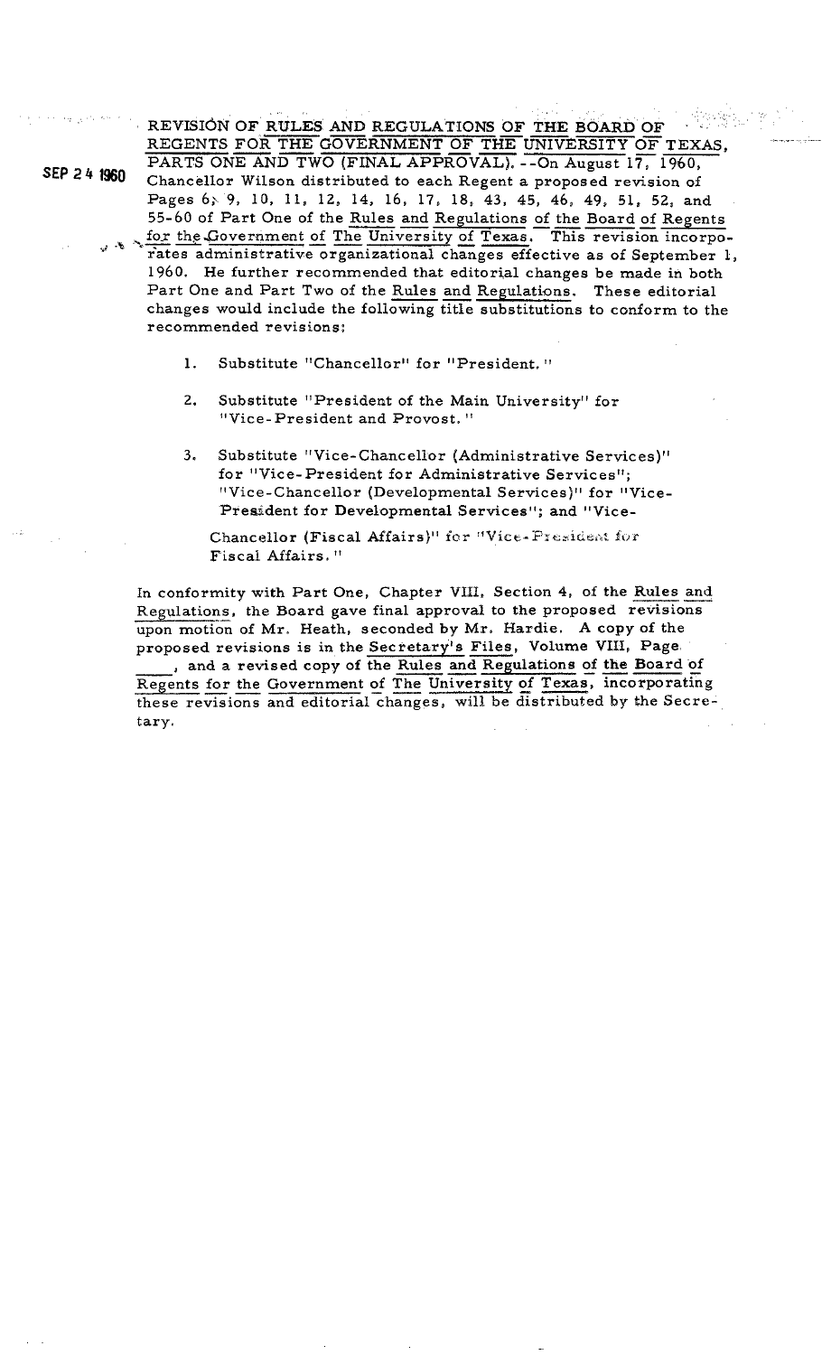SEP 24 1960

REVISION OF RULES AND REGULATIONS OF THE BOARD OF REGENTS FOR THE GOVERNMENT OF THE UNIVERSITY OF TEXAS, PARTS ONE AND TWO (FINAL APPROVAL).--On August 17, 1960, Chancellor Wilson distributed to each Regent a proposed revision of Pages 6, 9, 10, 11, 12, 14, 16, 17, 18, 43, 45, 46, 49, 51, 52, and 55-60 of Part One of the *Rules and Regulations of the Board of Regents for the Government of The University of Texas*. This revision incorporates administrative organizational changes effective as of September 1, 1960. He further recommended that editorial changes be made in both Part One and Part Two of the *Rules and Regulations*. These editorial changes would include the following title substitutions to conform to the recommended revisions:

1. Substitute "Chancellor" for "President."

2. Substitute "President of the Main University" for "Vice-President and Provost."

3. Substitute "Vice-Chancellor (Administrative Services)" for "Vice-President for Administrative Services"; "Vice-Chancellor (Developmental Services)" for "Vice-President for Developmental Services"; and "Vice-Chancellor (Fiscal Affairs)" for "Vice-President for Fiscal Affairs."

In conformity with Part One, Chapter VIII, Section 4, of the *Rules and Regulations*, the Board gave final approval to the proposed revisions upon motion of Mr. Heath, seconded by Mr. Hardie. A copy of the proposed revisions is in the *Secretary's Files*, Volume VIII, Page ____, and a revised copy of the *Rules and Regulations of the Board of Regents for the Government of The University of Texas*, incorporating these revisions and editorial changes, will be distributed by the Secretary.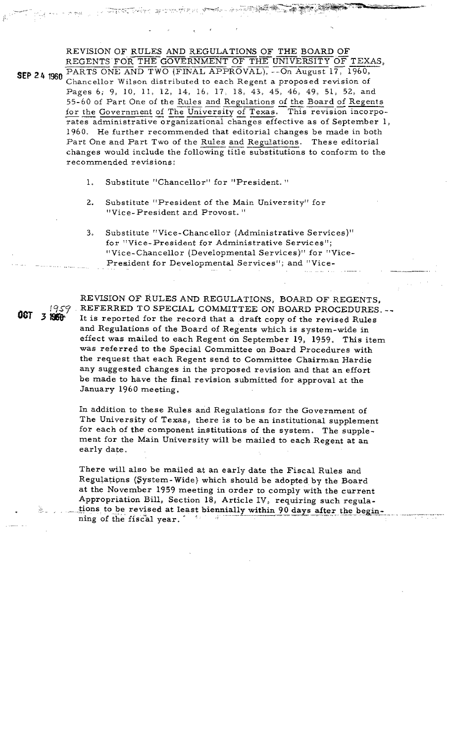SEP 24 1960

REVISION OF RULES AND REGULATIONS OF THE BOARD OF REGENTS FOR THE GOVERNMENT OF THE UNIVERSITY OF TEXAS, PARTS ONE AND TWO (FINAL APPROVAL). --On August 17, 1960, Chancellor Wilson distributed to each Regent a proposed revision of Pages 6, 9, 10, 11, 12, 14, 16, 17, 18, 43, 45, 46, 49, 51, 52, and 55-60 of Part One of the Rules and Regulations of the Board of Regents for the Government of The University of Texas. This revision incorporates administrative organizational changes effective as of September 1, 1960. He further recommended that editorial changes be made in both Part One and Part Two of the Rules and Regulations. These editorial changes would include the following title substitutions to conform to the recommended revisions:

1. Substitute "Chancellor" for "President."

2. Substitute "President of the Main University" for "Vice-President and Provost."

3. Substitute "Vice-Chancellor (Administrative Services)" for "Vice-President for Administrative Services"; "Vice-Chancellor (Developmental Services)" for "Vice-President for Developmental Services"; and "Vice-

OCT 3 1959

REVISION OF RULES AND REGULATIONS, BOARD OF REGENTS, REFERRED TO SPECIAL COMMITTEE ON BOARD PROCEDURES. -- It is reported for the record that a draft copy of the revised Rules and Regulations of the Board of Regents which is system-wide in effect was mailed to each Regent on September 19, 1959. This item was referred to the Special Committee on Board Procedures with the request that each Regent send to Committee Chairman Hardie any suggested changes in the proposed revision and that an effort be made to have the final revision submitted for approval at the January 1960 meeting.

In addition to these Rules and Regulations for the Government of The University of Texas, there is to be an institutional supplement for each of the component institutions of the system. The supplement for the Main University will be mailed to each Regent at an early date.

There will also be mailed at an early date the Fiscal Rules and Regulations (System-Wide) which should be adopted by the Board at the November 1959 meeting in order to comply with the current Appropriation Bill, Section 18, Article IV, requiring such regulations to be revised at least biennially within 90 days after the beginning of the fiscal year.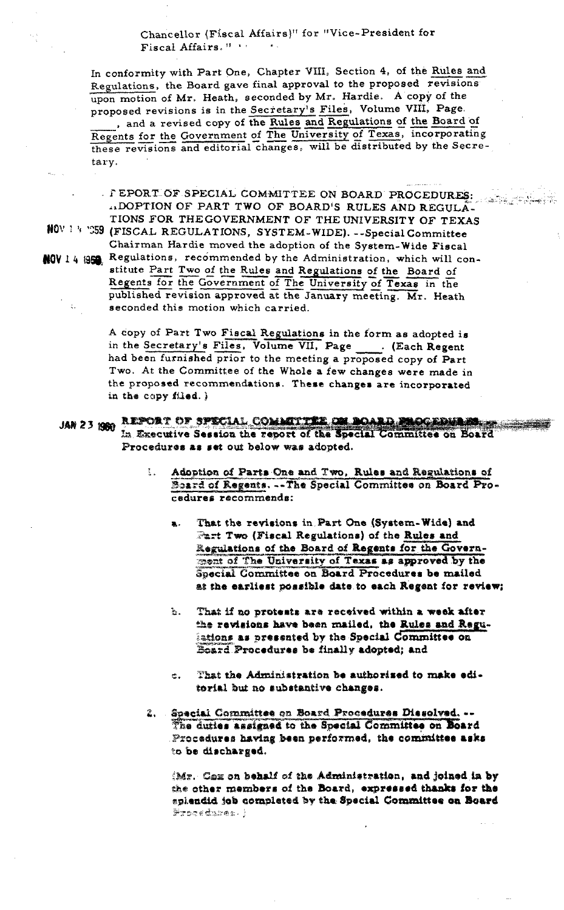Chancellor (Fiscal Affairs)" for "Vice-President for Fiscal Affairs."

In conformity with Part One, Chapter VIII, Section 4, of the Rules and Regulations, the Board gave final approval to the proposed revisions upon motion of Mr. Heath, seconded by Mr. Hardie. A copy of the proposed revisions is in the Secretary's Files, Volume VIII, Page \_\_\_\_, and a revised copy of the Rules and Regulations of the Board of Regents for the Government of The University of Texas, incorporating these revisions and editorial changes, will be distributed by the Secretary.

NOV 14 1959

NOV 14 1959

REPORT OF SPECIAL COMMITTEE ON BOARD PROCEDURES: ADOPTION OF PART TWO OF BOARD'S RULES AND REGULATIONS FOR THE GOVERNMENT OF THE UNIVERSITY OF TEXAS (FISCAL REGULATIONS, SYSTEM-WIDE). --Special Committee Chairman Hardie moved the adoption of the System-Wide Fiscal Regulations, recommended by the Administration, which will constitute Part Two of the Rules and Regulations of the Board of Regents for the Government of The University of Texas in the published revision approved at the January meeting. Mr. Heath seconded this motion which carried.

A copy of Part Two Fiscal Regulations in the form as adopted is in the Secretary's Files, Volume VII, Page \_\_\_\_. (Each Regent had been furnished prior to the meeting a proposed copy of Part Two. At the Committee of the Whole a few changes were made in the proposed recommendations. These changes are incorporated in the copy filed.)

JAN 23 1960

**REPORT OF SPECIAL COMMITTEE ON BOARD PROCEDURES.** -- In Executive Session the report of the Special Committee on Board Procedures as set out below was adopted.

1. **Adoption of Parts One and Two, Rules and Regulations of Board of Regents.** --The Special Committee on Board Procedures recommends:

   a. That the revisions in Part One (System-Wide) and Part Two (Fiscal Regulations) of the Rules and Regulations of the Board of Regents for the Government of The University of Texas as approved by the Special Committee on Board Procedures be mailed at the earliest possible date to each Regent for review;

   b. That if no protests are received within a week after the revisions have been mailed, the Rules and Regulations as presented by the Special Committee on Board Procedures be finally adopted; and

   c. That the Administration be authorized to make editorial but no substantive changes.

2. **Special Committee on Board Procedures Dissolved.** -- The duties assigned to the Special Committee on Board Procedures having been performed, the committee asks to be discharged.

   (Mr. Cox on behalf of the Administration, and joined in by the other members of the Board, expressed thanks for the splendid job completed by the Special Committee on Board Procedures.)